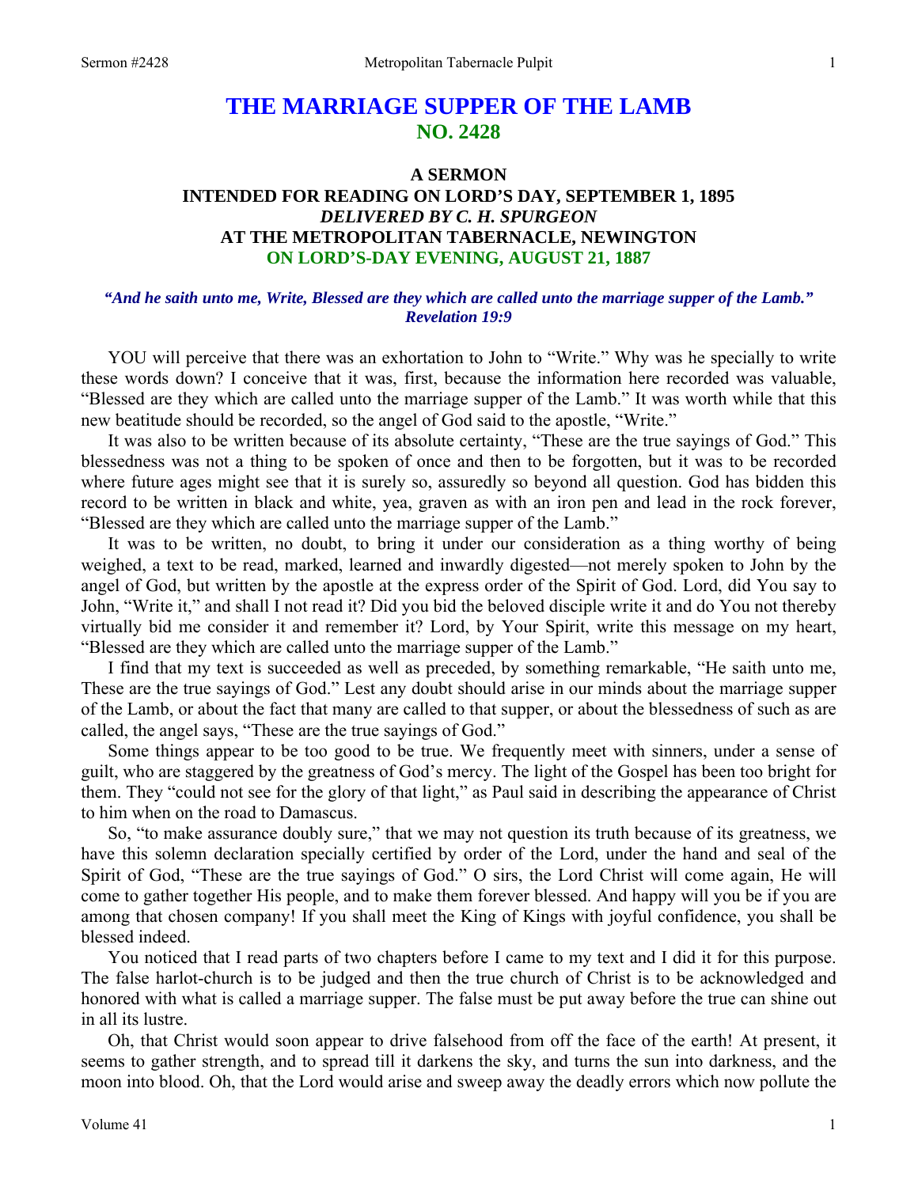# THE MARRIAGE SUPPER OF THE LAMB
## NO. 2428

### A SERMON
### INTENDED FOR READING ON LORD'S DAY, SEPTEMBER 1, 1895
### *DELIVERED BY C. H. SPURGEON*
### AT THE METROPOLITAN TABERNACLE, NEWINGTON
### ON LORD'S-DAY EVENING, AUGUST 21, 1887

***"And he saith unto me, Write, Blessed are they which are called unto the marriage supper of the Lamb." Revelation 19:9***

YOU will perceive that there was an exhortation to John to "Write." Why was he specially to write these words down? I conceive that it was, first, because the information here recorded was valuable, "Blessed are they which are called unto the marriage supper of the Lamb." It was worth while that this new beatitude should be recorded, so the angel of God said to the apostle, "Write."

It was also to be written because of its absolute certainty, "These are the true sayings of God." This blessedness was not a thing to be spoken of once and then to be forgotten, but it was to be recorded where future ages might see that it is surely so, assuredly so beyond all question. God has bidden this record to be written in black and white, yea, graven as with an iron pen and lead in the rock forever, "Blessed are they which are called unto the marriage supper of the Lamb."

It was to be written, no doubt, to bring it under our consideration as a thing worthy of being weighed, a text to be read, marked, learned and inwardly digested—not merely spoken to John by the angel of God, but written by the apostle at the express order of the Spirit of God. Lord, did You say to John, "Write it," and shall I not read it? Did you bid the beloved disciple write it and do You not thereby virtually bid me consider it and remember it? Lord, by Your Spirit, write this message on my heart, "Blessed are they which are called unto the marriage supper of the Lamb."

I find that my text is succeeded as well as preceded, by something remarkable, "He saith unto me, These are the true sayings of God." Lest any doubt should arise in our minds about the marriage supper of the Lamb, or about the fact that many are called to that supper, or about the blessedness of such as are called, the angel says, "These are the true sayings of God."

Some things appear to be too good to be true. We frequently meet with sinners, under a sense of guilt, who are staggered by the greatness of God's mercy. The light of the Gospel has been too bright for them. They "could not see for the glory of that light," as Paul said in describing the appearance of Christ to him when on the road to Damascus.

So, "to make assurance doubly sure," that we may not question its truth because of its greatness, we have this solemn declaration specially certified by order of the Lord, under the hand and seal of the Spirit of God, "These are the true sayings of God." O sirs, the Lord Christ will come again, He will come to gather together His people, and to make them forever blessed. And happy will you be if you are among that chosen company! If you shall meet the King of Kings with joyful confidence, you shall be blessed indeed.

You noticed that I read parts of two chapters before I came to my text and I did it for this purpose. The false harlot-church is to be judged and then the true church of Christ is to be acknowledged and honored with what is called a marriage supper. The false must be put away before the true can shine out in all its lustre.

Oh, that Christ would soon appear to drive falsehood from off the face of the earth! At present, it seems to gather strength, and to spread till it darkens the sky, and turns the sun into darkness, and the moon into blood. Oh, that the Lord would arise and sweep away the deadly errors which now pollute the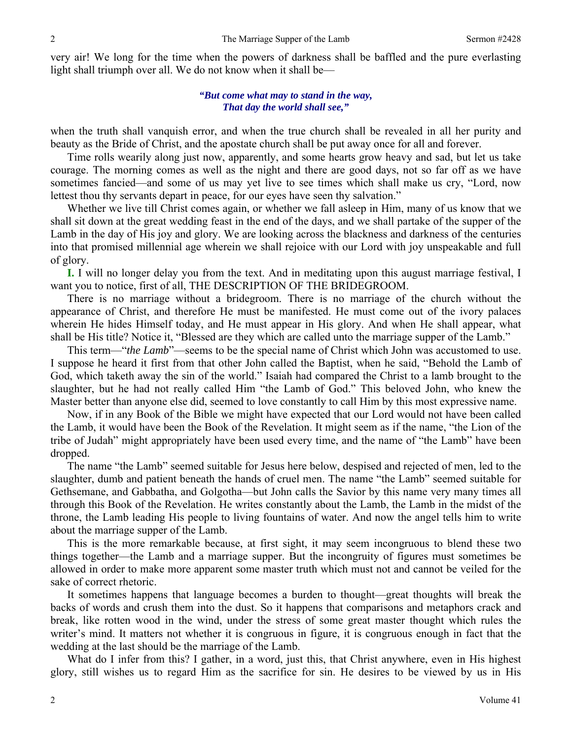very air! We long for the time when the powers of darkness shall be baffled and the pure everlasting light shall triumph over all. We do not know when it shall be—

> ***"But come what may to stand in the way,***
> ***That day the world shall see,"***

when the truth shall vanquish error, and when the true church shall be revealed in all her purity and beauty as the Bride of Christ, and the apostate church shall be put away once for all and forever.

Time rolls wearily along just now, apparently, and some hearts grow heavy and sad, but let us take courage. The morning comes as well as the night and there are good days, not so far off as we have sometimes fancied—and some of us may yet live to see times which shall make us cry, "Lord, now lettest thou thy servants depart in peace, for our eyes have seen thy salvation."

Whether we live till Christ comes again, or whether we fall asleep in Him, many of us know that we shall sit down at the great wedding feast in the end of the days, and we shall partake of the supper of the Lamb in the day of His joy and glory. We are looking across the blackness and darkness of the centuries into that promised millennial age wherein we shall rejoice with our Lord with joy unspeakable and full of glory.

**I.** I will no longer delay you from the text. And in meditating upon this august marriage festival, I want you to notice, first of all, THE DESCRIPTION OF THE BRIDEGROOM.

There is no marriage without a bridegroom. There is no marriage of the church without the appearance of Christ, and therefore He must be manifested. He must come out of the ivory palaces wherein He hides Himself today, and He must appear in His glory. And when He shall appear, what shall be His title? Notice it, "Blessed are they which are called unto the marriage supper of the Lamb."

This term—"*the Lamb*"—seems to be the special name of Christ which John was accustomed to use. I suppose he heard it first from that other John called the Baptist, when he said, "Behold the Lamb of God, which taketh away the sin of the world." Isaiah had compared the Christ to a lamb brought to the slaughter, but he had not really called Him "the Lamb of God." This beloved John, who knew the Master better than anyone else did, seemed to love constantly to call Him by this most expressive name.

Now, if in any Book of the Bible we might have expected that our Lord would not have been called the Lamb, it would have been the Book of the Revelation. It might seem as if the name, "the Lion of the tribe of Judah" might appropriately have been used every time, and the name of "the Lamb" have been dropped.

The name "the Lamb" seemed suitable for Jesus here below, despised and rejected of men, led to the slaughter, dumb and patient beneath the hands of cruel men. The name "the Lamb" seemed suitable for Gethsemane, and Gabbatha, and Golgotha—but John calls the Savior by this name very many times all through this Book of the Revelation. He writes constantly about the Lamb, the Lamb in the midst of the throne, the Lamb leading His people to living fountains of water. And now the angel tells him to write about the marriage supper of the Lamb.

This is the more remarkable because, at first sight, it may seem incongruous to blend these two things together—the Lamb and a marriage supper. But the incongruity of figures must sometimes be allowed in order to make more apparent some master truth which must not and cannot be veiled for the sake of correct rhetoric.

It sometimes happens that language becomes a burden to thought—great thoughts will break the backs of words and crush them into the dust. So it happens that comparisons and metaphors crack and break, like rotten wood in the wind, under the stress of some great master thought which rules the writer's mind. It matters not whether it is congruous in figure, it is congruous enough in fact that the wedding at the last should be the marriage of the Lamb.

What do I infer from this? I gather, in a word, just this, that Christ anywhere, even in His highest glory, still wishes us to regard Him as the sacrifice for sin. He desires to be viewed by us in His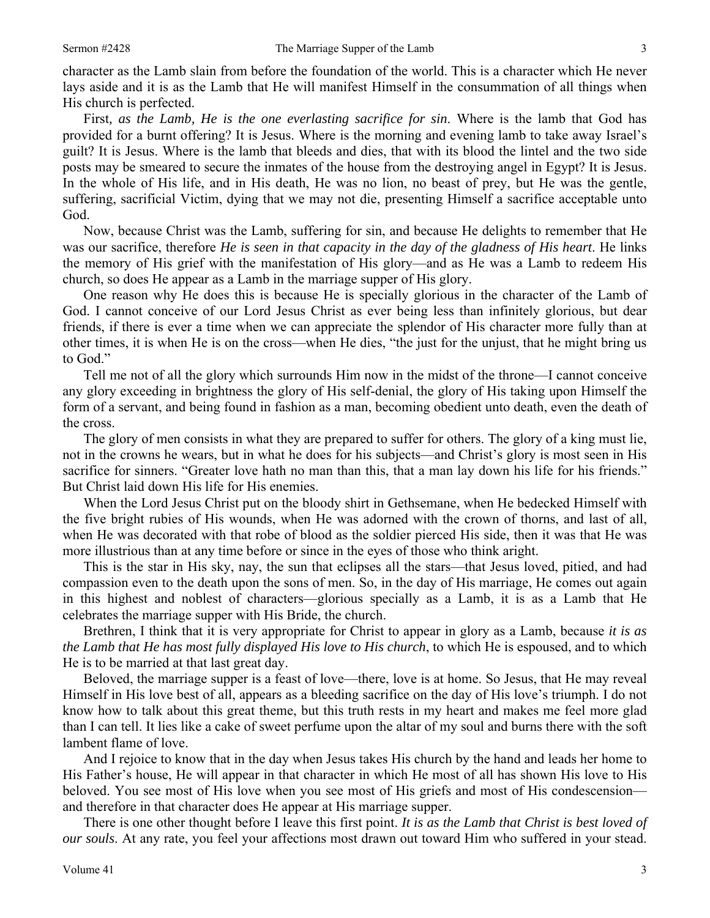character as the Lamb slain from before the foundation of the world. This is a character which He never lays aside and it is as the Lamb that He will manifest Himself in the consummation of all things when His church is perfected.

First*, as the Lamb, He is the one everlasting sacrifice for sin*. Where is the lamb that God has provided for a burnt offering? It is Jesus. Where is the morning and evening lamb to take away Israel's guilt? It is Jesus. Where is the lamb that bleeds and dies, that with its blood the lintel and the two side posts may be smeared to secure the inmates of the house from the destroying angel in Egypt? It is Jesus. In the whole of His life, and in His death, He was no lion, no beast of prey, but He was the gentle, suffering, sacrificial Victim, dying that we may not die, presenting Himself a sacrifice acceptable unto God.

Now, because Christ was the Lamb, suffering for sin, and because He delights to remember that He was our sacrifice, therefore *He is seen in that capacity in the day of the gladness of His heart*. He links the memory of His grief with the manifestation of His glory—and as He was a Lamb to redeem His church, so does He appear as a Lamb in the marriage supper of His glory.

One reason why He does this is because He is specially glorious in the character of the Lamb of God. I cannot conceive of our Lord Jesus Christ as ever being less than infinitely glorious, but dear friends, if there is ever a time when we can appreciate the splendor of His character more fully than at other times, it is when He is on the cross—when He dies, "the just for the unjust, that he might bring us to God."

Tell me not of all the glory which surrounds Him now in the midst of the throne—I cannot conceive any glory exceeding in brightness the glory of His self-denial, the glory of His taking upon Himself the form of a servant, and being found in fashion as a man, becoming obedient unto death, even the death of the cross.

The glory of men consists in what they are prepared to suffer for others. The glory of a king must lie, not in the crowns he wears, but in what he does for his subjects—and Christ's glory is most seen in His sacrifice for sinners. "Greater love hath no man than this, that a man lay down his life for his friends." But Christ laid down His life for His enemies.

When the Lord Jesus Christ put on the bloody shirt in Gethsemane, when He bedecked Himself with the five bright rubies of His wounds, when He was adorned with the crown of thorns, and last of all, when He was decorated with that robe of blood as the soldier pierced His side, then it was that He was more illustrious than at any time before or since in the eyes of those who think aright.

This is the star in His sky, nay, the sun that eclipses all the stars—that Jesus loved, pitied, and had compassion even to the death upon the sons of men. So, in the day of His marriage, He comes out again in this highest and noblest of characters—glorious specially as a Lamb, it is as a Lamb that He celebrates the marriage supper with His Bride, the church.

Brethren, I think that it is very appropriate for Christ to appear in glory as a Lamb, because *it is as the Lamb that He has most fully displayed His love to His church*, to which He is espoused, and to which He is to be married at that last great day.

Beloved, the marriage supper is a feast of love—there, love is at home. So Jesus, that He may reveal Himself in His love best of all, appears as a bleeding sacrifice on the day of His love's triumph. I do not know how to talk about this great theme, but this truth rests in my heart and makes me feel more glad than I can tell. It lies like a cake of sweet perfume upon the altar of my soul and burns there with the soft lambent flame of love.

And I rejoice to know that in the day when Jesus takes His church by the hand and leads her home to His Father's house, He will appear in that character in which He most of all has shown His love to His beloved. You see most of His love when you see most of His griefs and most of His condescension—and therefore in that character does He appear at His marriage supper.

There is one other thought before I leave this first point. *It is as the Lamb that Christ is best loved of our souls*. At any rate, you feel your affections most drawn out toward Him who suffered in your stead.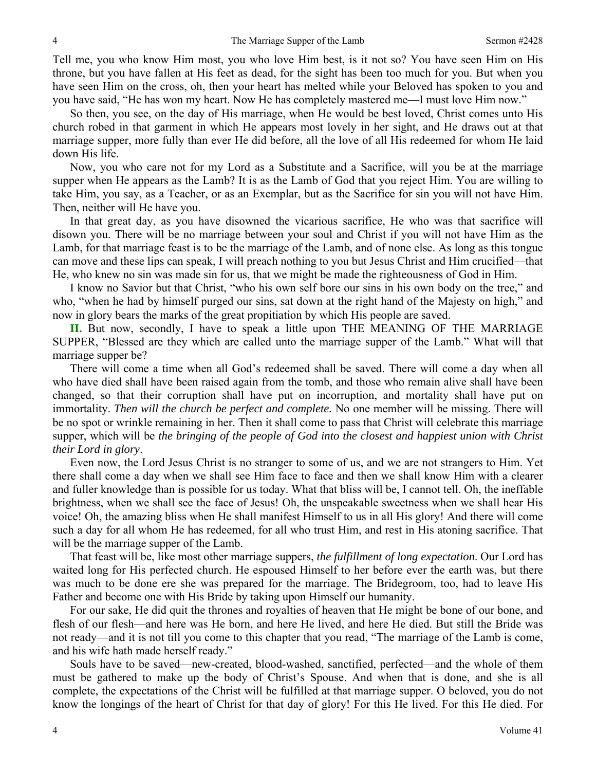Tell me, you who know Him most, you who love Him best, is it not so? You have seen Him on His throne, but you have fallen at His feet as dead, for the sight has been too much for you. But when you have seen Him on the cross, oh, then your heart has melted while your Beloved has spoken to you and you have said, "He has won my heart. Now He has completely mastered me—I must love Him now."

So then, you see, on the day of His marriage, when He would be best loved, Christ comes unto His church robed in that garment in which He appears most lovely in her sight, and He draws out at that marriage supper, more fully than ever He did before, all the love of all His redeemed for whom He laid down His life.

Now, you who care not for my Lord as a Substitute and a Sacrifice, will you be at the marriage supper when He appears as the Lamb? It is as the Lamb of God that you reject Him. You are willing to take Him, you say, as a Teacher, or as an Exemplar, but as the Sacrifice for sin you will not have Him. Then, neither will He have you.

In that great day, as you have disowned the vicarious sacrifice, He who was that sacrifice will disown you. There will be no marriage between your soul and Christ if you will not have Him as the Lamb, for that marriage feast is to be the marriage of the Lamb, and of none else. As long as this tongue can move and these lips can speak, I will preach nothing to you but Jesus Christ and Him crucified—that He, who knew no sin was made sin for us, that we might be made the righteousness of God in Him.

I know no Savior but that Christ, "who his own self bore our sins in his own body on the tree," and who, "when he had by himself purged our sins, sat down at the right hand of the Majesty on high," and now in glory bears the marks of the great propitiation by which His people are saved.

**II.** But now, secondly, I have to speak a little upon THE MEANING OF THE MARRIAGE SUPPER, "Blessed are they which are called unto the marriage supper of the Lamb." What will that marriage supper be?

There will come a time when all God's redeemed shall be saved. There will come a day when all who have died shall have been raised again from the tomb, and those who remain alive shall have been changed, so that their corruption shall have put on incorruption, and mortality shall have put on immortality. *Then will the church be perfect and complete.* No one member will be missing. There will be no spot or wrinkle remaining in her. Then it shall come to pass that Christ will celebrate this marriage supper, which will be *the bringing of the people of God into the closest and happiest union with Christ their Lord in glory*.

Even now, the Lord Jesus Christ is no stranger to some of us, and we are not strangers to Him. Yet there shall come a day when we shall see Him face to face and then we shall know Him with a clearer and fuller knowledge than is possible for us today. What that bliss will be, I cannot tell. Oh, the ineffable brightness, when we shall see the face of Jesus! Oh, the unspeakable sweetness when we shall hear His voice! Oh, the amazing bliss when He shall manifest Himself to us in all His glory! And there will come such a day for all whom He has redeemed, for all who trust Him, and rest in His atoning sacrifice. That will be the marriage supper of the Lamb.

That feast will be, like most other marriage suppers, *the fulfillment of long expectation.* Our Lord has waited long for His perfected church. He espoused Himself to her before ever the earth was, but there was much to be done ere she was prepared for the marriage. The Bridegroom, too, had to leave His Father and become one with His Bride by taking upon Himself our humanity.

For our sake, He did quit the thrones and royalties of heaven that He might be bone of our bone, and flesh of our flesh—and here was He born, and here He lived, and here He died. But still the Bride was not ready—and it is not till you come to this chapter that you read, "The marriage of the Lamb is come, and his wife hath made herself ready."

Souls have to be saved—new-created, blood-washed, sanctified, perfected—and the whole of them must be gathered to make up the body of Christ's Spouse. And when that is done, and she is all complete, the expectations of the Christ will be fulfilled at that marriage supper. O beloved, you do not know the longings of the heart of Christ for that day of glory! For this He lived. For this He died. For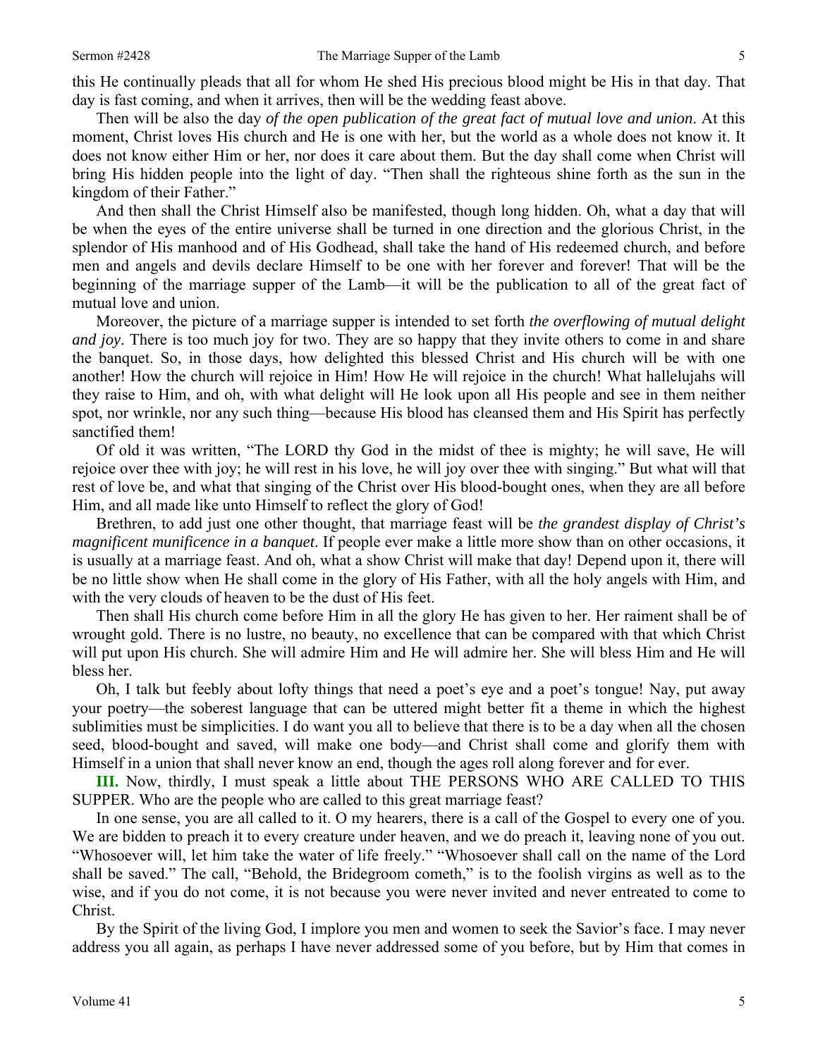this He continually pleads that all for whom He shed His precious blood might be His in that day. That day is fast coming, and when it arrives, then will be the wedding feast above.

Then will be also the day *of the open publication of the great fact of mutual love and union*. At this moment, Christ loves His church and He is one with her, but the world as a whole does not know it. It does not know either Him or her, nor does it care about them. But the day shall come when Christ will bring His hidden people into the light of day. "Then shall the righteous shine forth as the sun in the kingdom of their Father."

And then shall the Christ Himself also be manifested, though long hidden. Oh, what a day that will be when the eyes of the entire universe shall be turned in one direction and the glorious Christ, in the splendor of His manhood and of His Godhead, shall take the hand of His redeemed church, and before men and angels and devils declare Himself to be one with her forever and forever! That will be the beginning of the marriage supper of the Lamb—it will be the publication to all of the great fact of mutual love and union.

Moreover, the picture of a marriage supper is intended to set forth *the overflowing of mutual delight and joy*. There is too much joy for two. They are so happy that they invite others to come in and share the banquet. So, in those days, how delighted this blessed Christ and His church will be with one another! How the church will rejoice in Him! How He will rejoice in the church! What hallelujahs will they raise to Him, and oh, with what delight will He look upon all His people and see in them neither spot, nor wrinkle, nor any such thing—because His blood has cleansed them and His Spirit has perfectly sanctified them!

Of old it was written, "The LORD thy God in the midst of thee is mighty; he will save, He will rejoice over thee with joy; he will rest in his love, he will joy over thee with singing." But what will that rest of love be, and what that singing of the Christ over His blood-bought ones, when they are all before Him, and all made like unto Himself to reflect the glory of God!

Brethren, to add just one other thought, that marriage feast will be *the grandest display of Christ's magnificent munificence in a banquet*. If people ever make a little more show than on other occasions, it is usually at a marriage feast. And oh, what a show Christ will make that day! Depend upon it, there will be no little show when He shall come in the glory of His Father, with all the holy angels with Him, and with the very clouds of heaven to be the dust of His feet.

Then shall His church come before Him in all the glory He has given to her. Her raiment shall be of wrought gold. There is no lustre, no beauty, no excellence that can be compared with that which Christ will put upon His church. She will admire Him and He will admire her. She will bless Him and He will bless her.

Oh, I talk but feebly about lofty things that need a poet's eye and a poet's tongue! Nay, put away your poetry—the soberest language that can be uttered might better fit a theme in which the highest sublimities must be simplicities. I do want you all to believe that there is to be a day when all the chosen seed, blood-bought and saved, will make one body—and Christ shall come and glorify them with Himself in a union that shall never know an end, though the ages roll along forever and for ever.

**III.** Now, thirdly, I must speak a little about THE PERSONS WHO ARE CALLED TO THIS SUPPER. Who are the people who are called to this great marriage feast?

In one sense, you are all called to it. O my hearers, there is a call of the Gospel to every one of you. We are bidden to preach it to every creature under heaven, and we do preach it, leaving none of you out. "Whosoever will, let him take the water of life freely." "Whosoever shall call on the name of the Lord shall be saved." The call, "Behold, the Bridegroom cometh," is to the foolish virgins as well as to the wise, and if you do not come, it is not because you were never invited and never entreated to come to Christ.

By the Spirit of the living God, I implore you men and women to seek the Savior's face. I may never address you all again, as perhaps I have never addressed some of you before, but by Him that comes in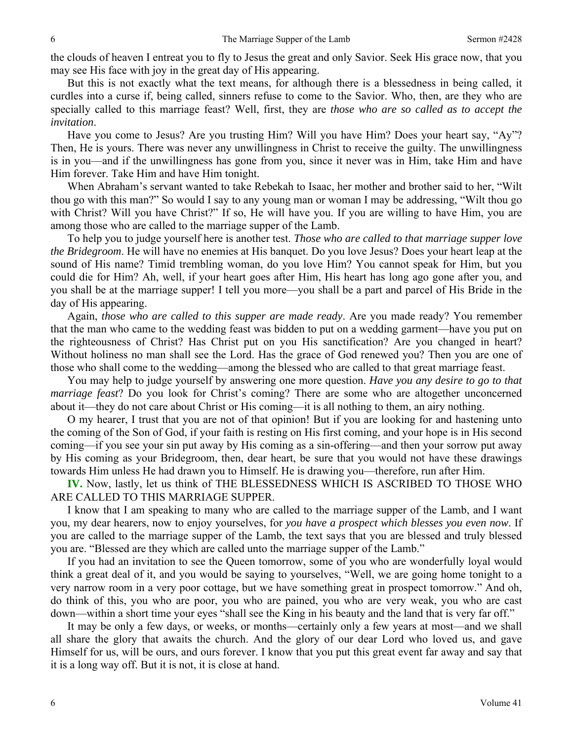the clouds of heaven I entreat you to fly to Jesus the great and only Savior. Seek His grace now, that you may see His face with joy in the great day of His appearing.

But this is not exactly what the text means, for although there is a blessedness in being called, it curdles into a curse if, being called, sinners refuse to come to the Savior. Who, then, are they who are specially called to this marriage feast? Well, first, they are *those who are so called as to accept the invitation*.

Have you come to Jesus? Are you trusting Him? Will you have Him? Does your heart say, "Ay"? Then, He is yours. There was never any unwillingness in Christ to receive the guilty. The unwillingness is in you—and if the unwillingness has gone from you, since it never was in Him, take Him and have Him forever. Take Him and have Him tonight.

When Abraham's servant wanted to take Rebekah to Isaac, her mother and brother said to her, "Wilt thou go with this man?" So would I say to any young man or woman I may be addressing, "Wilt thou go with Christ? Will you have Christ?" If so, He will have you. If you are willing to have Him, you are among those who are called to the marriage supper of the Lamb.

To help you to judge yourself here is another test. *Those who are called to that marriage supper love the Bridegroom*. He will have no enemies at His banquet. Do you love Jesus? Does your heart leap at the sound of His name? Timid trembling woman, do you love Him? You cannot speak for Him, but you could die for Him? Ah, well, if your heart goes after Him, His heart has long ago gone after you, and you shall be at the marriage supper! I tell you more—you shall be a part and parcel of His Bride in the day of His appearing.

Again, *those who are called to this supper are made ready*. Are you made ready? You remember that the man who came to the wedding feast was bidden to put on a wedding garment—have you put on the righteousness of Christ? Has Christ put on you His sanctification? Are you changed in heart? Without holiness no man shall see the Lord. Has the grace of God renewed you? Then you are one of those who shall come to the wedding—among the blessed who are called to that great marriage feast.

You may help to judge yourself by answering one more question. *Have you any desire to go to that marriage feast*? Do you look for Christ's coming? There are some who are altogether unconcerned about it—they do not care about Christ or His coming—it is all nothing to them, an airy nothing.

O my hearer, I trust that you are not of that opinion! But if you are looking for and hastening unto the coming of the Son of God, if your faith is resting on His first coming, and your hope is in His second coming—if you see your sin put away by His coming as a sin-offering—and then your sorrow put away by His coming as your Bridegroom, then, dear heart, be sure that you would not have these drawings towards Him unless He had drawn you to Himself. He is drawing you—therefore, run after Him.

**IV.** Now, lastly, let us think of THE BLESSEDNESS WHICH IS ASCRIBED TO THOSE WHO ARE CALLED TO THIS MARRIAGE SUPPER.

I know that I am speaking to many who are called to the marriage supper of the Lamb, and I want you, my dear hearers, now to enjoy yourselves, for *you have a prospect which blesses you even now*. If you are called to the marriage supper of the Lamb, the text says that you are blessed and truly blessed you are. "Blessed are they which are called unto the marriage supper of the Lamb."

If you had an invitation to see the Queen tomorrow, some of you who are wonderfully loyal would think a great deal of it, and you would be saying to yourselves, "Well, we are going home tonight to a very narrow room in a very poor cottage, but we have something great in prospect tomorrow." And oh, do think of this, you who are poor, you who are pained, you who are very weak, you who are cast down—within a short time your eyes "shall see the King in his beauty and the land that is very far off."

It may be only a few days, or weeks, or months—certainly only a few years at most—and we shall all share the glory that awaits the church. And the glory of our dear Lord who loved us, and gave Himself for us, will be ours, and ours forever. I know that you put this great event far away and say that it is a long way off. But it is not, it is close at hand.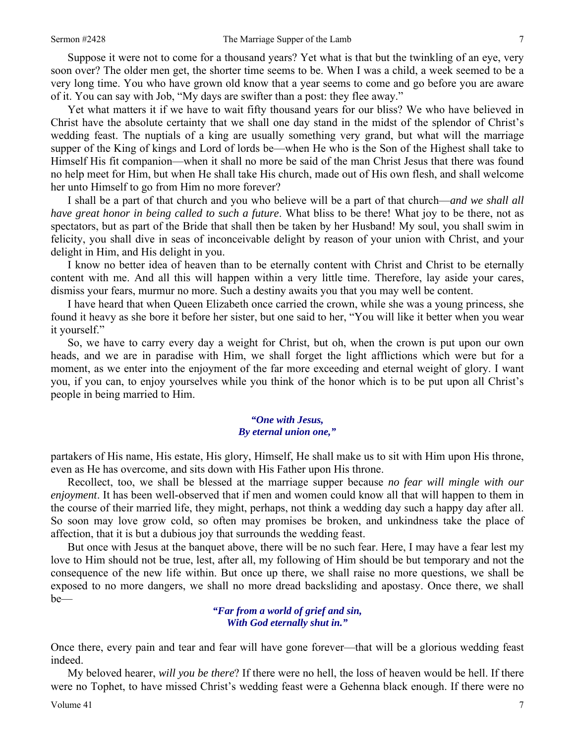Suppose it were not to come for a thousand years? Yet what is that but the twinkling of an eye, very soon over? The older men get, the shorter time seems to be. When I was a child, a week seemed to be a very long time. You who have grown old know that a year seems to come and go before you are aware of it. You can say with Job, "My days are swifter than a post: they flee away."

Yet what matters it if we have to wait fifty thousand years for our bliss? We who have believed in Christ have the absolute certainty that we shall one day stand in the midst of the splendor of Christ's wedding feast. The nuptials of a king are usually something very grand, but what will the marriage supper of the King of kings and Lord of lords be—when He who is the Son of the Highest shall take to Himself His fit companion—when it shall no more be said of the man Christ Jesus that there was found no help meet for Him, but when He shall take His church, made out of His own flesh, and shall welcome her unto Himself to go from Him no more forever?

I shall be a part of that church and you who believe will be a part of that church—*and we shall all have great honor in being called to such a future*. What bliss to be there! What joy to be there, not as spectators, but as part of the Bride that shall then be taken by her Husband! My soul, you shall swim in felicity, you shall dive in seas of inconceivable delight by reason of your union with Christ, and your delight in Him, and His delight in you.

I know no better idea of heaven than to be eternally content with Christ and Christ to be eternally content with me. And all this will happen within a very little time. Therefore, lay aside your cares, dismiss your fears, murmur no more. Such a destiny awaits you that you may well be content.

I have heard that when Queen Elizabeth once carried the crown, while she was a young princess, she found it heavy as she bore it before her sister, but one said to her, "You will like it better when you wear it yourself."

So, we have to carry every day a weight for Christ, but oh, when the crown is put upon our own heads, and we are in paradise with Him, we shall forget the light afflictions which were but for a moment, as we enter into the enjoyment of the far more exceeding and eternal weight of glory. I want you, if you can, to enjoy yourselves while you think of the honor which is to be put upon all Christ's people in being married to Him.

> ***"One with Jesus,***
> ***By eternal union one,"***

partakers of His name, His estate, His glory, Himself, He shall make us to sit with Him upon His throne, even as He has overcome, and sits down with His Father upon His throne.

Recollect, too, we shall be blessed at the marriage supper because *no fear will mingle with our enjoyment*. It has been well-observed that if men and women could know all that will happen to them in the course of their married life, they might, perhaps, not think a wedding day such a happy day after all. So soon may love grow cold, so often may promises be broken, and unkindness take the place of affection, that it is but a dubious joy that surrounds the wedding feast.

But once with Jesus at the banquet above, there will be no such fear. Here, I may have a fear lest my love to Him should not be true, lest, after all, my following of Him should be but temporary and not the consequence of the new life within. But once up there, we shall raise no more questions, we shall be exposed to no more dangers, we shall no more dread backsliding and apostasy. Once there, we shall be—

> ***"Far from a world of grief and sin,***
> ***With God eternally shut in."***

Once there, every pain and tear and fear will have gone forever—that will be a glorious wedding feast indeed.

My beloved hearer, *will you be there*? If there were no hell, the loss of heaven would be hell. If there were no Tophet, to have missed Christ's wedding feast were a Gehenna black enough. If there were no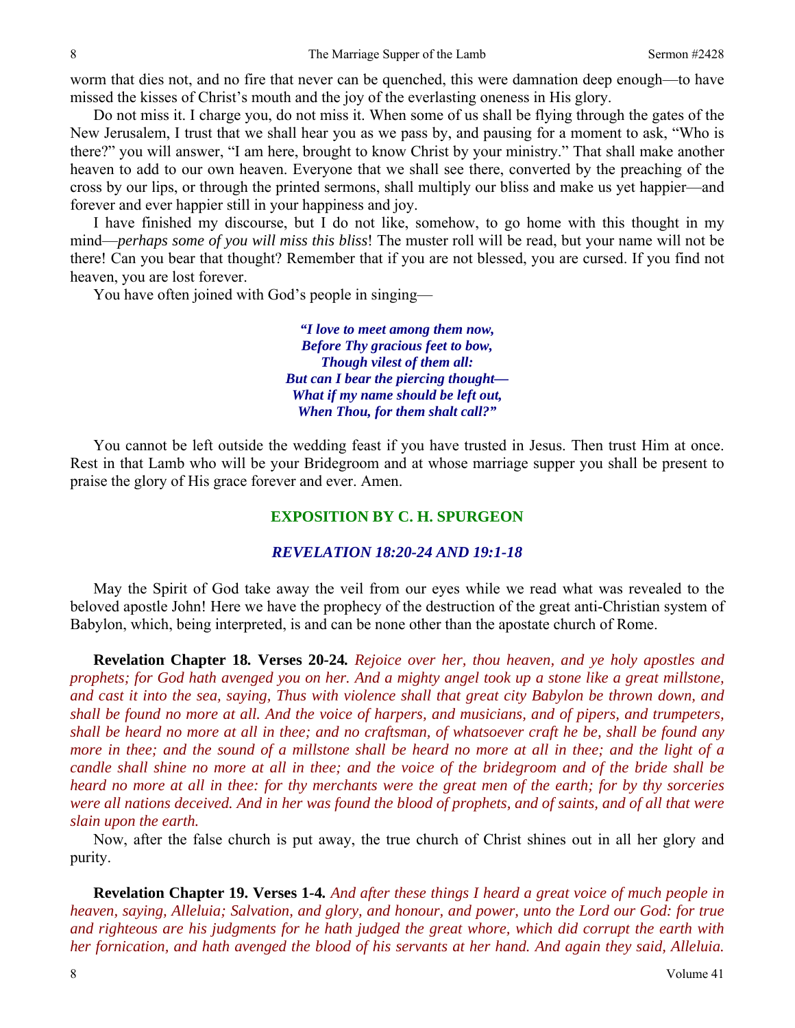worm that dies not, and no fire that never can be quenched, this were damnation deep enough—to have missed the kisses of Christ's mouth and the joy of the everlasting oneness in His glory.

Do not miss it. I charge you, do not miss it. When some of us shall be flying through the gates of the New Jerusalem, I trust that we shall hear you as we pass by, and pausing for a moment to ask, "Who is there?" you will answer, "I am here, brought to know Christ by your ministry." That shall make another heaven to add to our own heaven. Everyone that we shall see there, converted by the preaching of the cross by our lips, or through the printed sermons, shall multiply our bliss and make us yet happier—and forever and ever happier still in your happiness and joy.

I have finished my discourse, but I do not like, somehow, to go home with this thought in my mind—*perhaps some of you will miss this bliss*! The muster roll will be read, but your name will not be there! Can you bear that thought? Remember that if you are not blessed, you are cursed. If you find not heaven, you are lost forever.

You have often joined with God's people in singing—

> ***"I love to meet among them now,***
> ***Before Thy gracious feet to bow,***
> ***Though vilest of them all:***
> ***But can I bear the piercing thought—***
> ***What if my name should be left out,***
> ***When Thou, for them shalt call?"***

You cannot be left outside the wedding feast if you have trusted in Jesus. Then trust Him at once. Rest in that Lamb who will be your Bridegroom and at whose marriage supper you shall be present to praise the glory of His grace forever and ever. Amen.

## EXPOSITION BY C. H. SPURGEON

### *REVELATION 18:20-24 AND 19:1-18*

May the Spirit of God take away the veil from our eyes while we read what was revealed to the beloved apostle John! Here we have the prophecy of the destruction of the great anti-Christian system of Babylon, which, being interpreted, is and can be none other than the apostate church of Rome.

**Revelation Chapter 18. Verses 20-24.** *Rejoice over her, thou heaven, and ye holy apostles and prophets; for God hath avenged you on her. And a mighty angel took up a stone like a great millstone, and cast it into the sea, saying, Thus with violence shall that great city Babylon be thrown down, and shall be found no more at all. And the voice of harpers, and musicians, and of pipers, and trumpeters, shall be heard no more at all in thee; and no craftsman, of whatsoever craft he be, shall be found any more in thee; and the sound of a millstone shall be heard no more at all in thee; and the light of a candle shall shine no more at all in thee; and the voice of the bridegroom and of the bride shall be heard no more at all in thee: for thy merchants were the great men of the earth; for by thy sorceries were all nations deceived. And in her was found the blood of prophets, and of saints, and of all that were slain upon the earth.*

Now, after the false church is put away, the true church of Christ shines out in all her glory and purity.

**Revelation Chapter 19. Verses 1-4.** *And after these things I heard a great voice of much people in heaven, saying, Alleluia; Salvation, and glory, and honour, and power, unto the Lord our God: for true and righteous are his judgments for he hath judged the great whore, which did corrupt the earth with her fornication, and hath avenged the blood of his servants at her hand. And again they said, Alleluia.*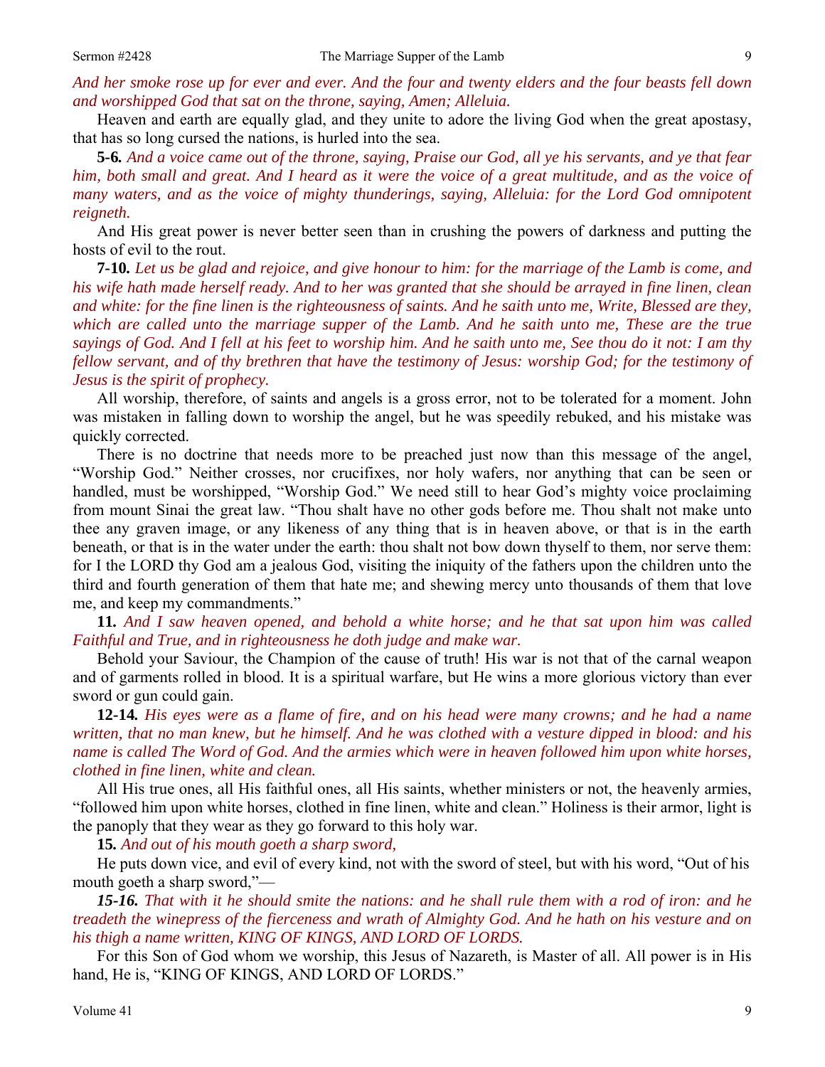*And her smoke rose up for ever and ever. And the four and twenty elders and the four beasts fell down and worshipped God that sat on the throne, saying, Amen; Alleluia.*

Heaven and earth are equally glad, and they unite to adore the living God when the great apostasy, that has so long cursed the nations, is hurled into the sea.

**5-6.** *And a voice came out of the throne, saying, Praise our God, all ye his servants, and ye that fear him, both small and great. And I heard as it were the voice of a great multitude, and as the voice of many waters, and as the voice of mighty thunderings, saying, Alleluia: for the Lord God omnipotent reigneth.*

And His great power is never better seen than in crushing the powers of darkness and putting the hosts of evil to the rout.

**7-10.** *Let us be glad and rejoice, and give honour to him: for the marriage of the Lamb is come, and his wife hath made herself ready. And to her was granted that she should be arrayed in fine linen, clean and white: for the fine linen is the righteousness of saints. And he saith unto me, Write, Blessed are they, which are called unto the marriage supper of the Lamb. And he saith unto me, These are the true sayings of God. And I fell at his feet to worship him. And he saith unto me, See thou do it not: I am thy fellow servant, and of thy brethren that have the testimony of Jesus: worship God; for the testimony of Jesus is the spirit of prophecy.*

All worship, therefore, of saints and angels is a gross error, not to be tolerated for a moment. John was mistaken in falling down to worship the angel, but he was speedily rebuked, and his mistake was quickly corrected.

There is no doctrine that needs more to be preached just now than this message of the angel, "Worship God." Neither crosses, nor crucifixes, nor holy wafers, nor anything that can be seen or handled, must be worshipped, "Worship God." We need still to hear God's mighty voice proclaiming from mount Sinai the great law. "Thou shalt have no other gods before me. Thou shalt not make unto thee any graven image, or any likeness of any thing that is in heaven above, or that is in the earth beneath, or that is in the water under the earth: thou shalt not bow down thyself to them, nor serve them: for I the LORD thy God am a jealous God, visiting the iniquity of the fathers upon the children unto the third and fourth generation of them that hate me; and shewing mercy unto thousands of them that love me, and keep my commandments."

**11.** *And I saw heaven opened, and behold a white horse; and he that sat upon him was called Faithful and True, and in righteousness he doth judge and make war.*

Behold your Saviour, the Champion of the cause of truth! His war is not that of the carnal weapon and of garments rolled in blood. It is a spiritual warfare, but He wins a more glorious victory than ever sword or gun could gain.

**12-14.** *His eyes were as a flame of fire, and on his head were many crowns; and he had a name written, that no man knew, but he himself. And he was clothed with a vesture dipped in blood: and his name is called The Word of God. And the armies which were in heaven followed him upon white horses, clothed in fine linen, white and clean.*

All His true ones, all His faithful ones, all His saints, whether ministers or not, the heavenly armies, "followed him upon white horses, clothed in fine linen, white and clean." Holiness is their armor, light is the panoply that they wear as they go forward to this holy war.

**15.** *And out of his mouth goeth a sharp sword,*

He puts down vice, and evil of every kind, not with the sword of steel, but with his word, "Out of his mouth goeth a sharp sword,"—

***15-16.*** *That with it he should smite the nations: and he shall rule them with a rod of iron: and he treadeth the winepress of the fierceness and wrath of Almighty God. And he hath on his vesture and on his thigh a name written, KING OF KINGS, AND LORD OF LORDS.*

For this Son of God whom we worship, this Jesus of Nazareth, is Master of all. All power is in His hand, He is, "KING OF KINGS, AND LORD OF LORDS."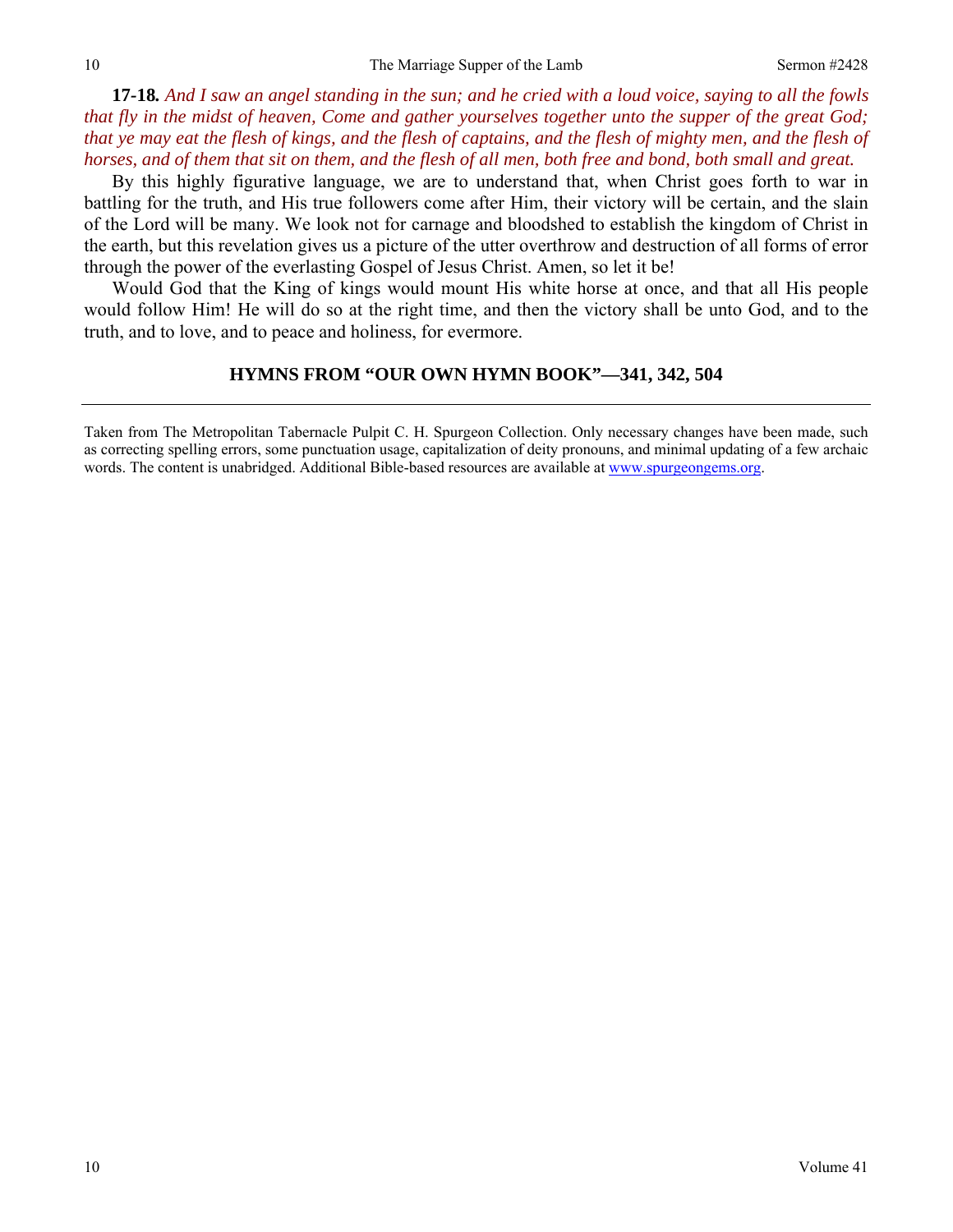**17-18.** *And I saw an angel standing in the sun; and he cried with a loud voice, saying to all the fowls that fly in the midst of heaven, Come and gather yourselves together unto the supper of the great God; that ye may eat the flesh of kings, and the flesh of captains, and the flesh of mighty men, and the flesh of horses, and of them that sit on them, and the flesh of all men, both free and bond, both small and great.*

By this highly figurative language, we are to understand that, when Christ goes forth to war in battling for the truth, and His true followers come after Him, their victory will be certain, and the slain of the Lord will be many. We look not for carnage and bloodshed to establish the kingdom of Christ in the earth, but this revelation gives us a picture of the utter overthrow and destruction of all forms of error through the power of the everlasting Gospel of Jesus Christ. Amen, so let it be!

Would God that the King of kings would mount His white horse at once, and that all His people would follow Him! He will do so at the right time, and then the victory shall be unto God, and to the truth, and to love, and to peace and holiness, for evermore.

### HYMNS FROM "OUR OWN HYMN BOOK"—341, 342, 504

---

Taken from The Metropolitan Tabernacle Pulpit C. H. Spurgeon Collection. Only necessary changes have been made, such as correcting spelling errors, some punctuation usage, capitalization of deity pronouns, and minimal updating of a few archaic words. The content is unabridged. Additional Bible-based resources are available at www.spurgeongems.org.